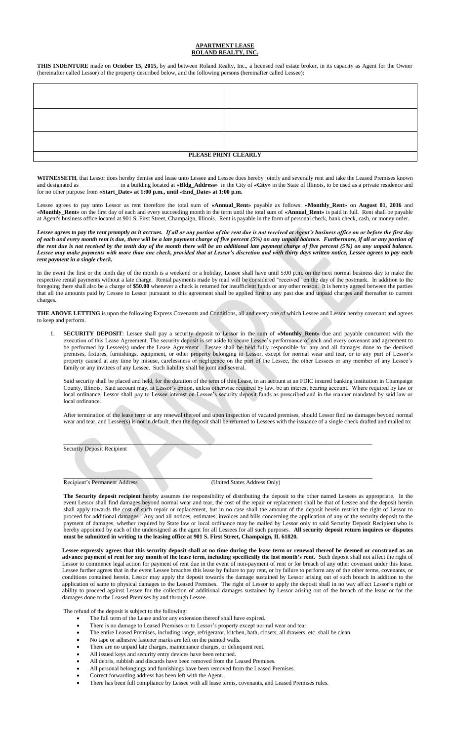# APARTMENT LEASE
## ROLAND REALTY, INC.

**THIS INDENTURE** made on **October 15, 2015,** by and between Roland Realty, Inc., a licensed real estate broker, in its capacity as Agent for the Owner (hereinafter called Lessor) of the property described below, and the following persons (hereinafter called Lessee):

| | |
|---|---|
| | |
| | |
| | |
| **PLEASE PRINT CLEARLY** | |

**WITNESSETH**, that Lessor does hereby demise and lease unto Lessee and Lessee does hereby jointly and severally rent and take the Leased Premises known and designated as ____________in a building located at **«Bldg_Address»** in the City of **«City»** in the State of Illinois, to be used as a private residence and for no other purpose from **«Start_Date» at 1:00 p.m., until «End_Date» at 1:00 p.m.**

Lessee agrees to pay unto Lessor as rent therefore the total sum of **«Annual_Rent»** payable as follows: **«Monthly_Rent»** on **August 01, 2016** and **«Monthly_Rent»** on the first day of each and every succeeding month in the term until the total sum of **«Annual_Rent»** is paid in full. Rent shall be payable at Agent's business office located at 901 S. First Street, Champaign, Illinois. Rent is payable in the form of personal check, bank check, cash, or money order.

***Lessee agrees to pay the rent promptly as it accrues. If all or any portion of the rent due is not received at Agent's business office on or before the first day of each and every month rent is due, there will be a late payment charge of five percent (5%) on any unpaid balance. Furthermore, if all or any portion of the rent due is not received by the tenth day of the month there will be an additional late payment charge of five percent (5%) on any unpaid balance. Lessee may make payments with more than one check, provided that at Lessor's discretion and with thirty days written notice, Lessee agrees to pay each rent payment in a single check.***

In the event the first or the tenth day of the month is a weekend or a holiday, Lessee shall have until 5:00 p.m. on the next normal business day to make the respective rental payments without a late charge. Rental payments made by mail will be considered "received" on the day of the postmark. In addition to the foregoing there shall also be a charge of **$50.00** whenever a check is returned for insufficient funds or any other reason. It is hereby agreed between the parties that all the amounts paid by Lessee to Lessor pursuant to this agreement shall be applied first to any past due and unpaid charges and thereafter to current charges.

**THE ABOVE LETTING** is upon the following Express Covenants and Conditions, all and every one of which Lessee and Lessor hereby covenant and agrees to keep and perform.

1. **SECURITY DEPOSIT**: Lessee shall pay a security deposit to Lessor in the sum of **«Monthly_Rent»** due and payable concurrent with the execution of this Lease Agreement. The security deposit is set aside to secure Lessee's performance of each and every covenant and agreement to be performed by Lessee(s) under the Lease Agreement. Lessee shall be held fully responsible for any and all damages done to the demised premises, fixtures, furnishings, equipment, or other property belonging to Lessor, except for normal wear and tear, or to any part of Lessor's property caused at any time by misuse, carelessness or negligence on the part of the Lessee, the other Lessees or any member of any Lessee's family or any invitees of any Lessee. Such liability shall be joint and several.

   Said security shall be placed and held, for the duration of the term of this Lease, in an account at an FDIC insured banking institution in Champaign County, Illinois. Said account may, at Lessor's option, unless otherwise required by law, be an interest bearing account. Where required by law or local ordinance, Lessor shall pay to Lessee interest on Lessee's security deposit funds as prescribed and in the manner mandated by said law or local ordinance.

   After termination of the lease term or any renewal thereof and upon inspection of vacated premises, should Lessor find no damages beyond normal wear and tear, and Lessee(s) is not in default, then the deposit shall be returned to Lessees with the issuance of a single check drafted and mailed to:

   ______________________________________________
   Security Deposit Recipient

   ______________________________________________
   Recipient's Permanent Address (United States Address Only)

   **The Security deposit recipient** hereby assumes the responsibility of distributing the deposit to the other named Lessees as appropriate. In the event Lessor shall find damages beyond normal wear and tear, the cost of the repair or replacement shall be that of Lessee and the deposit herein shall apply towards the cost of such repair or replacement, but in no case shall the amount of the deposit herein restrict the right of Lessor to proceed for additional damages. Any and all notices, estimates, invoices and bills concerning the application of any of the security deposit to the payment of damages, whether required by State law or local ordinance may be mailed by Lessor only to said Security Deposit Recipient who is hereby appointed by each of the undersigned as the agent for all Lessees for all such purposes. **All security deposit return inquires or disputes must be submitted in writing to the leasing office at 901 S. First Street, Champaign, IL 61820.**

   **Lessee expressly agrees that this security deposit shall at no time during the lease term or renewal thereof be deemed or construed as an advance payment of rent for any month of the lease term, including specifically the last month's rent.** Such deposit shall not affect the right of Lessor to commence legal action for payment of rent due in the event of non-payment of rent or for breach of any other covenant under this lease. Lessee further agrees that in the event Lessee breaches this lease by failure to pay rent, or by failure to perform any of the other terms, covenants, or conditions contained herein, Lessor may apply the deposit towards the damage sustained by Lessor arising out of such breach in addition to the application of same to physical damages to the Leased Premises. The right of Lessor to apply the deposit shall in no way affect Lessor's right or ability to proceed against Lessee for the collection of additional damages sustained by Lessor arising out of the breach of the lease or for the damages done to the Leased Premises by and through Lessee.

   The refund of the deposit is subject to the following:

   - The full term of the Lease and/or any extension thereof shall have expired.
   - There is no damage to Leased Premises or to Lessor's property except normal wear and tear.
   - The entire Leased Premises, including range, refrigerator, kitchen, bath, closets, all drawers, etc. shall be clean.
   - No tape or adhesive fastener marks are left on the painted walls.
   - There are no unpaid late charges, maintenance charges, or delinquent rent.
   - All issued keys and security entry devices have been returned.
   - All debris, rubbish and discards have been removed from the Leased Premises.
   - All personal belongings and furnishings have been removed from the Leased Premises.
   - Correct forwarding address has been left with the Agent.
   - There has been full compliance by Lessee with all lease terms, covenants, and Leased Premises rules.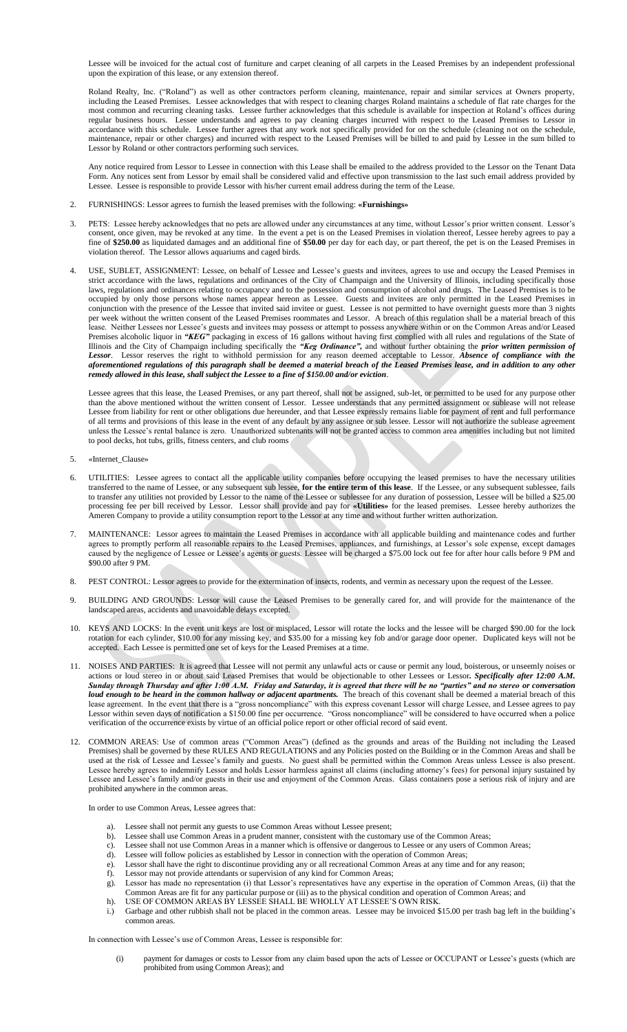Lessee will be invoiced for the actual cost of furniture and carpet cleaning of all carpets in the Leased Premises by an independent professional upon the expiration of this lease, or any extension thereof.

Roland Realty, Inc. ("Roland") as well as other contractors perform cleaning, maintenance, repair and similar services at Owners property, including the Leased Premises. Lessee acknowledges that with respect to cleaning charges Roland maintains a schedule of flat rate charges for the most common and recurring cleaning tasks. Lessee further acknowledges that this schedule is available for inspection at Roland's offices during regular business hours. Lessee understands and agrees to pay cleaning charges incurred with respect to the Leased Premises to Lessor in accordance with this schedule. Lessee further agrees that any work not specifically provided for on the schedule (cleaning not on the schedule, maintenance, repair or other charges) and incurred with respect to the Leased Premises will be billed to and paid by Lessee in the sum billed to Lessor by Roland or other contractors performing such services.

Any notice required from Lessor to Lessee in connection with this Lease shall be emailed to the address provided to the Lessor on the Tenant Data Form. Any notices sent from Lessor by email shall be considered valid and effective upon transmission to the last such email address provided by Lessee. Lessee is responsible to provide Lessor with his/her current email address during the term of the Lease.

2. FURNISHINGS: Lessor agrees to furnish the leased premises with the following: **«Furnishings»**

3. PETS: Lessee hereby acknowledges that no pets are allowed under any circumstances at any time, without Lessor's prior written consent. Lessor's consent, once given, may be revoked at any time. In the event a pet is on the Leased Premises in violation thereof, Lessee hereby agrees to pay a fine of **$250.00** as liquidated damages and an additional fine of **$50.00** per day for each day, or part thereof, the pet is on the Leased Premises in violation thereof. The Lessor allows aquariums and caged birds.

4. USE, SUBLET, ASSIGNMENT: Lessee, on behalf of Lessee and Lessee's guests and invitees, agrees to use and occupy the Leased Premises in strict accordance with the laws, regulations and ordinances of the City of Champaign and the University of Illinois, including specifically those laws, regulations and ordinances relating to occupancy and to the possession and consumption of alcohol and drugs. The Leased Premises is to be occupied by only those persons whose names appear hereon as Lessee. Guests and invitees are only permitted in the Leased Premises in conjunction with the presence of the Lessee that invited said invitee or guest. Lessee is not permitted to have overnight guests more than 3 nights per week without the written consent of the Leased Premises roommates and Lessor. A breach of this regulation shall be a material breach of this lease. Neither Lessees nor Lessee's guests and invitees may possess or attempt to possess anywhere within or on the Common Areas and/or Leased Premises alcoholic liquor in ***"KEG"*** packaging in excess of 16 gallons without having first complied with all rules and regulations of the State of Illinois and the City of Champaign including specifically the ***"Keg Ordinance",*** and without further obtaining the ***prior written permission of Lessor***. Lessor reserves the right to withhold permission for any reason deemed acceptable to Lessor. ***Absence of compliance with the aforementioned regulations of this paragraph shall be deemed a material breach of the Leased Premises lease, and in addition to any other remedy allowed in this lease, shall subject the Lessee to a fine of $150.00 and/or eviction***.

   Lessee agrees that this lease, the Leased Premises, or any part thereof, shall not be assigned, sub-let, or permitted to be used for any purpose other than the above mentioned without the written consent of Lessor. Lessee understands that any permitted assignment or sublease will not release Lessee from liability for rent or other obligations due hereunder, and that Lessee expressly remains liable for payment of rent and full performance of all terms and provisions of this lease in the event of any default by any assignee or sub lessee. Lessor will not authorize the sublease agreement unless the Lessee's rental balance is zero. Unauthorized subtenants will not be granted access to common area amenities including but not limited to pool decks, hot tubs, grills, fitness centers, and club rooms

5. «Internet_Clause»

6. UTILITIES: Lessee agrees to contact all the applicable utility companies before occupying the leased premises to have the necessary utilities transferred to the name of Lessee, or any subsequent sub lessee, **for the entire term of this lease**. If the Lessee, or any subsequent sublessee, fails to transfer any utilities not provided by Lessor to the name of the Lessee or sublessee for any duration of possession, Lessee will be billed a $25.00 processing fee per bill received by Lessor. Lessor shall provide and pay for **«Utilities»** for the leased premises. Lessee hereby authorizes the Ameren Company to provide a utility consumption report to the Lessor at any time and without further written authorization.

7. MAINTENANCE: Lessor agrees to maintain the Leased Premises in accordance with all applicable building and maintenance codes and further agrees to promptly perform all reasonable repairs to the Leased Premises, appliances, and furnishings, at Lessor's sole expense, except damages caused by the negligence of Lessee or Lessee's agents or guests. Lessee will be charged a $75.00 lock out fee for after hour calls before 9 PM and $90.00 after 9 PM.

8. PEST CONTROL: Lessor agrees to provide for the extermination of insects, rodents, and vermin as necessary upon the request of the Lessee.

9. BUILDING AND GROUNDS: Lessor will cause the Leased Premises to be generally cared for, and will provide for the maintenance of the landscaped areas, accidents and unavoidable delays excepted.

10. KEYS AND LOCKS: In the event unit keys are lost or misplaced, Lessor will rotate the locks and the lessee will be charged $90.00 for the lock rotation for each cylinder, $10.00 for any missing key, and $35.00 for a missing key fob and/or garage door opener. Duplicated keys will not be accepted. Each Lessee is permitted one set of keys for the Leased Premises at a time.

11. NOISES AND PARTIES: It is agreed that Lessee will not permit any unlawful acts or cause or permit any loud, boisterous, or unseemly noises or actions or loud stereo in or about said Leased Premises that would be objectionable to other Lessees or Lessor***. Specifically after 12:00 A.M. Sunday through Thursday and after 1:00 A.M. Friday and Saturday, it is agreed that there will be no "parties" and no stereo or conversation loud enough to be heard in the common hallway or adjacent apartments.*** The breach of this covenant shall be deemed a material breach of this lease agreement. In the event that there is a "gross noncompliance" with this express covenant Lessor will charge Lessee, and Lessee agrees to pay Lessor within seven days of notification a $150.00 fine per occurrence. "Gross noncompliance" will be considered to have occurred when a police verification of the occurrence exists by virtue of an official police report or other official record of said event.

12. COMMON AREAS: Use of common areas ("Common Areas") (defined as the grounds and areas of the Building not including the Leased Premises) shall be governed by these RULES AND REGULATIONS and any Policies posted on the Building or in the Common Areas and shall be used at the risk of Lessee and Lessee's family and guests. No guest shall be permitted within the Common Areas unless Lessee is also present. Lessee hereby agrees to indemnify Lessor and holds Lessor harmless against all claims (including attorney's fees) for personal injury sustained by Lessee and Lessee's family and/or guests in their use and enjoyment of the Common Areas. Glass containers pose a serious risk of injury and are prohibited anywhere in the common areas.

   In order to use Common Areas, Lessee agrees that:

   a). Lessee shall not permit any guests to use Common Areas without Lessee present;
   b). Lessee shall use Common Areas in a prudent manner, consistent with the customary use of the Common Areas;
   c). Lessee shall not use Common Areas in a manner which is offensive or dangerous to Lessee or any users of Common Areas;
   d). Lessee will follow policies as established by Lessor in connection with the operation of Common Areas;
   e). Lessor shall have the right to discontinue providing any or all recreational Common Areas at any time and for any reason;
   f). Lessor may not provide attendants or supervision of any kind for Common Areas;
   g). Lessor has made no representation (i) that Lessor's representatives have any expertise in the operation of Common Areas, (ii) that the Common Areas are fit for any particular purpose or (iii) as to the physical condition and operation of Common Areas; and
   h). USE OF COMMON AREAS BY LESSEE SHALL BE WHOLLY AT LESSEE'S OWN RISK.
   i.) Garbage and other rubbish shall not be placed in the common areas. Lessee may be invoiced $15.00 per trash bag left in the building's common areas.

   In connection with Lessee's use of Common Areas, Lessee is responsible for:

   (i) payment for damages or costs to Lessor from any claim based upon the acts of Lessee or OCCUPANT or Lessee's guests (which are prohibited from using Common Areas); and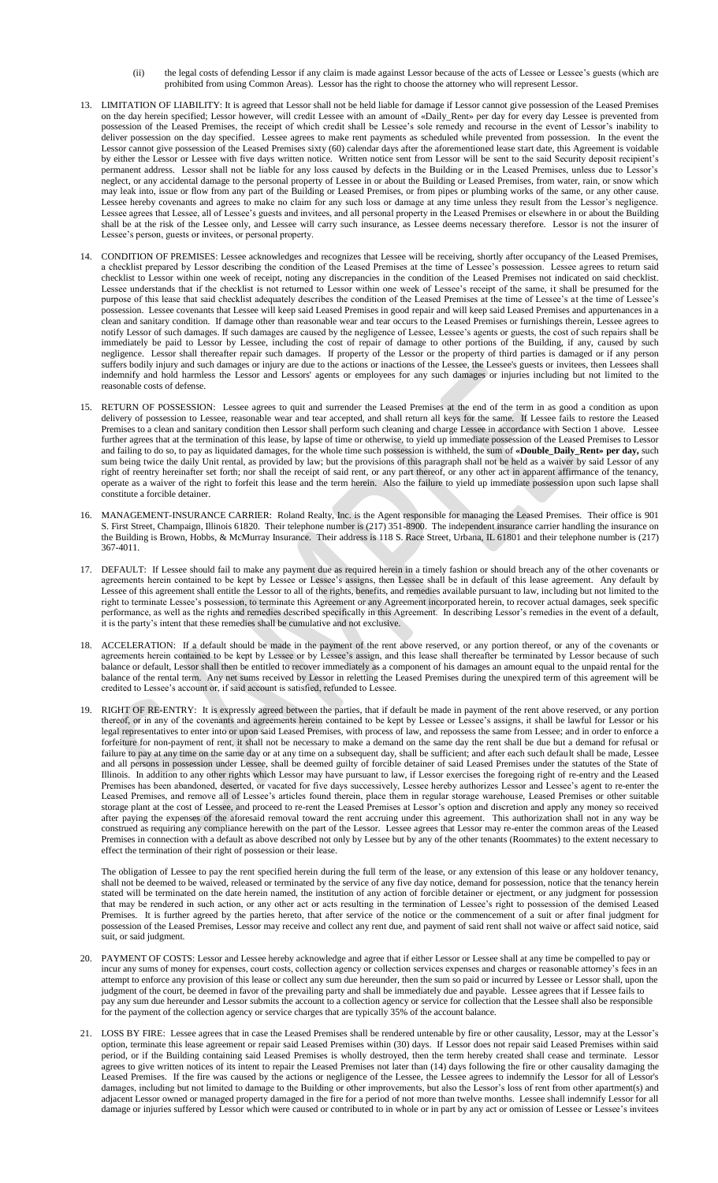(ii) the legal costs of defending Lessor if any claim is made against Lessor because of the acts of Lessee or Lessee's guests (which are prohibited from using Common Areas). Lessor has the right to choose the attorney who will represent Lessor.

13. LIMITATION OF LIABILITY: It is agreed that Lessor shall not be held liable for damage if Lessor cannot give possession of the Leased Premises on the day herein specified; Lessor however, will credit Lessee with an amount of «Daily_Rent» per day for every day Lessee is prevented from possession of the Leased Premises, the receipt of which credit shall be Lessee's sole remedy and recourse in the event of Lessor's inability to deliver possession on the day specified. Lessee agrees to make rent payments as scheduled while prevented from possession. In the event the Lessor cannot give possession of the Leased Premises sixty (60) calendar days after the aforementioned lease start date, this Agreement is voidable by either the Lessor or Lessee with five days written notice. Written notice sent from Lessor will be sent to the said Security deposit recipient's permanent address. Lessor shall not be liable for any loss caused by defects in the Building or in the Leased Premises, unless due to Lessor's neglect, or any accidental damage to the personal property of Lessee in or about the Building or Leased Premises, from water, rain, or snow which may leak into, issue or flow from any part of the Building or Leased Premises, or from pipes or plumbing works of the same, or any other cause. Lessee hereby covenants and agrees to make no claim for any such loss or damage at any time unless they result from the Lessor's negligence. Lessee agrees that Lessee, all of Lessee's guests and invitees, and all personal property in the Leased Premises or elsewhere in or about the Building shall be at the risk of the Lessee only, and Lessee will carry such insurance, as Lessee deems necessary therefore. Lessor is not the insurer of Lessee's person, guests or invitees, or personal property.

14. CONDITION OF PREMISES: Lessee acknowledges and recognizes that Lessee will be receiving, shortly after occupancy of the Leased Premises, a checklist prepared by Lessor describing the condition of the Leased Premises at the time of Lessee's possession. Lessee agrees to return said checklist to Lessor within one week of receipt, noting any discrepancies in the condition of the Leased Premises not indicated on said checklist. Lessee understands that if the checklist is not returned to Lessor within one week of Lessee's receipt of the same, it shall be presumed for the purpose of this lease that said checklist adequately describes the condition of the Leased Premises at the time of Lessee's at the time of Lessee's possession. Lessee covenants that Lessee will keep said Leased Premises in good repair and will keep said Leased Premises and appurtenances in a clean and sanitary condition. If damage other than reasonable wear and tear occurs to the Leased Premises or furnishings therein, Lessee agrees to notify Lessor of such damages. If such damages are caused by the negligence of Lessee, Lessee's agents or guests, the cost of such repairs shall be immediately be paid to Lessor by Lessee, including the cost of repair of damage to other portions of the Building, if any, caused by such negligence. Lessor shall thereafter repair such damages. If property of the Lessor or the property of third parties is damaged or if any person suffers bodily injury and such damages or injury are due to the actions or inactions of the Lessee, the Lessee's guests or invitees, then Lessees shall indemnify and hold harmless the Lessor and Lessors' agents or employees for any such damages or injuries including but not limited to the reasonable costs of defense.

15. RETURN OF POSSESSION: Lessee agrees to quit and surrender the Leased Premises at the end of the term in as good a condition as upon delivery of possession to Lessee, reasonable wear and tear accepted, and shall return all keys for the same. If Lessee fails to restore the Leased Premises to a clean and sanitary condition then Lessor shall perform such cleaning and charge Lessee in accordance with Section 1 above. Lessee further agrees that at the termination of this lease, by lapse of time or otherwise, to yield up immediate possession of the Leased Premises to Lessor and failing to do so, to pay as liquidated damages, for the whole time such possession is withheld, the sum of **«Double_Daily_Rent» per day,** such sum being twice the daily Unit rental, as provided by law; but the provisions of this paragraph shall not be held as a waiver by said Lessor of any right of reentry hereinafter set forth; nor shall the receipt of said rent, or any part thereof, or any other act in apparent affirmance of the tenancy, operate as a waiver of the right to forfeit this lease and the term herein. Also the failure to yield up immediate possession upon such lapse shall constitute a forcible detainer.

16. MANAGEMENT-INSURANCE CARRIER: Roland Realty, Inc. is the Agent responsible for managing the Leased Premises. Their office is 901 S. First Street, Champaign, Illinois 61820. Their telephone number is (217) 351-8900. The independent insurance carrier handling the insurance on the Building is Brown, Hobbs, & McMurray Insurance. Their address is 118 S. Race Street, Urbana, IL 61801 and their telephone number is (217) 367-4011.

17. DEFAULT: If Lessee should fail to make any payment due as required herein in a timely fashion or should breach any of the other covenants or agreements herein contained to be kept by Lessee or Lessee's assigns, then Lessee shall be in default of this lease agreement. Any default by Lessee of this agreement shall entitle the Lessor to all of the rights, benefits, and remedies available pursuant to law, including but not limited to the right to terminate Lessee's possession, to terminate this Agreement or any Agreement incorporated herein, to recover actual damages, seek specific performance, as well as the rights and remedies described specifically in this Agreement. In describing Lessor's remedies in the event of a default, it is the party's intent that these remedies shall be cumulative and not exclusive.

18. ACCELERATION: If a default should be made in the payment of the rent above reserved, or any portion thereof, or any of the covenants or agreements herein contained to be kept by Lessee or by Lessee's assign, and this lease shall thereafter be terminated by Lessor because of such balance or default, Lessor shall then be entitled to recover immediately as a component of his damages an amount equal to the unpaid rental for the balance of the rental term. Any net sums received by Lessor in reletting the Leased Premises during the unexpired term of this agreement will be credited to Lessee's account or, if said account is satisfied, refunded to Lessee.

19. RIGHT OF RE-ENTRY: It is expressly agreed between the parties, that if default be made in payment of the rent above reserved, or any portion thereof, or in any of the covenants and agreements herein contained to be kept by Lessee or Lessee's assigns, it shall be lawful for Lessor or his legal representatives to enter into or upon said Leased Premises, with process of law, and repossess the same from Lessee; and in order to enforce a forfeiture for non-payment of rent, it shall not be necessary to make a demand on the same day the rent shall be due but a demand for refusal or failure to pay at any time on the same day or at any time on a subsequent day, shall be sufficient; and after each such default shall be made, Lessee and all persons in possession under Lessee, shall be deemed guilty of forcible detainer of said Leased Premises under the statutes of the State of Illinois. In addition to any other rights which Lessor may have pursuant to law, if Lessor exercises the foregoing right of re-entry and the Leased Premises has been abandoned, deserted, or vacated for five days successively, Lessee hereby authorizes Lessor and Lessee's agent to re-enter the Leased Premises, and remove all of Lessee's articles found therein, place them in regular storage warehouse, Leased Premises or other suitable storage plant at the cost of Lessee, and proceed to re-rent the Leased Premises at Lessor's option and discretion and apply any money so received after paying the expenses of the aforesaid removal toward the rent accruing under this agreement. This authorization shall not in any way be construed as requiring any compliance herewith on the part of the Lessor. Lessee agrees that Lessor may re-enter the common areas of the Leased Premises in connection with a default as above described not only by Lessee but by any of the other tenants (Roommates) to the extent necessary to effect the termination of their right of possession or their lease.

    The obligation of Lessee to pay the rent specified herein during the full term of the lease, or any extension of this lease or any holdover tenancy, shall not be deemed to be waived, released or terminated by the service of any five day notice, demand for possession, notice that the tenancy herein stated will be terminated on the date herein named, the institution of any action of forcible detainer or ejectment, or any judgment for possession that may be rendered in such action, or any other act or acts resulting in the termination of Lessee's right to possession of the demised Leased Premises. It is further agreed by the parties hereto, that after service of the notice or the commencement of a suit or after final judgment for possession of the Leased Premises, Lessor may receive and collect any rent due, and payment of said rent shall not waive or affect said notice, said suit, or said judgment.

20. PAYMENT OF COSTS: Lessor and Lessee hereby acknowledge and agree that if either Lessor or Lessee shall at any time be compelled to pay or incur any sums of money for expenses, court costs, collection agency or collection services expenses and charges or reasonable attorney's fees in an attempt to enforce any provision of this lease or collect any sum due hereunder, then the sum so paid or incurred by Lessee or Lessor shall, upon the judgment of the court, be deemed in favor of the prevailing party and shall be immediately due and payable. Lessee agrees that if Lessee fails to pay any sum due hereunder and Lessor submits the account to a collection agency or service for collection that the Lessee shall also be responsible for the payment of the collection agency or service charges that are typically 35% of the account balance.

21. LOSS BY FIRE: Lessee agrees that in case the Leased Premises shall be rendered untenable by fire or other causality, Lessor, may at the Lessor's option, terminate this lease agreement or repair said Leased Premises within (30) days. If Lessor does not repair said Leased Premises within said period, or if the Building containing said Leased Premises is wholly destroyed, then the term hereby created shall cease and terminate. Lessor agrees to give written notices of its intent to repair the Leased Premises not later than (14) days following the fire or other causality damaging the Leased Premises. If the fire was caused by the actions or negligence of the Lessee, the Lessee agrees to indemnify the Lessor for all of Lessor's damages, including but not limited to damage to the Building or other improvements, but also the Lessor's loss of rent from other apartment(s) and adjacent Lessor owned or managed property damaged in the fire for a period of not more than twelve months. Lessee shall indemnify Lessor for all damage or injuries suffered by Lessor which were caused or contributed to in whole or in part by any act or omission of Lessee or Lessee's invitees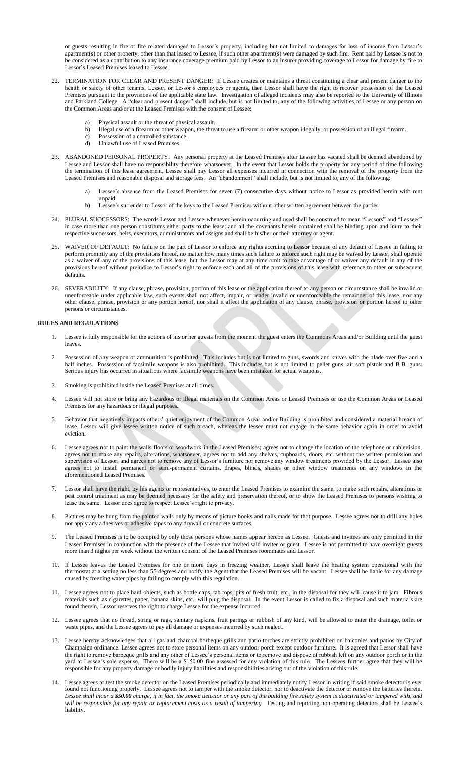or guests resulting in fire or fire related damaged to Lessor's property, including but not limited to damages for loss of income from Lessor's apartment(s) or other property, other than that leased to Lessee, if such other apartment(s) were damaged by such fire. Rent paid by Lessee is not to be considered as a contribution to any insurance coverage premium paid by Lessor to an insurer providing coverage to Lessor for damage by fire to Lessor's Leased Premises leased to Lessee.

22. TERMINATION FOR CLEAR AND PRESENT DANGER: If Lessee creates or maintains a threat constituting a clear and present danger to the health or safety of other tenants, Lessor, or Lessor's employees or agents, then Lessor shall have the right to recover possession of the Leased Premises pursuant to the provisions of the applicable state law. Investigation of alleged incidents may also be reported to the University of Illinois and Parkland College. A "clear and present danger" shall include, but is not limited to, any of the following activities of Lessee or any person on the Common Areas and/or at the Leased Premises with the consent of Lessee:

    a) Physical assault or the threat of physical assault.
    b) Illegal use of a firearm or other weapon, the threat to use a firearm or other weapon illegally, or possession of an illegal firearm.
    c) Possession of a controlled substance.
    d) Unlawful use of Leased Premises.

23. ABANDONED PERSONAL PROPERTY: Any personal property at the Leased Premises after Lessee has vacated shall be deemed abandoned by Lessee and Lessor shall have no responsibility therefore whatsoever. In the event that Lessor holds the property for any period of time following the termination of this lease agreement, Lessee shall pay Lessor all expenses incurred in connection with the removal of the property from the Leased Premises and reasonable disposal and storage fees. An "abandonment" shall include, but is not limited to, any of the following:

    a) Lessee's absence from the Leased Premises for seven (7) consecutive days without notice to Lessor as provided herein with rent unpaid.
    b) Lessee's surrender to Lessor of the keys to the Leased Premises without other written agreement between the parties.

24. PLURAL SUCCESSORS: The words Lessor and Lessee whenever herein occurring and used shall be construed to mean "Lessors" and "Lessees" in case more than one person constitutes either party to the lease; and all the covenants herein contained shall be binding upon and inure to their respective successors, heirs, executors, administrators and assigns and shall be his/her or their attorney or agent.

25. WAIVER OF DEFAULT: No failure on the part of Lessor to enforce any rights accruing to Lessor because of any default of Lessee in failing to perform promptly any of the provisions hereof, no matter how many times such failure to enforce such right may be waived by Lessor, shall operate as a waiver of any of the provisions of this lease, but the Lessor may at any time omit to take advantage of or waiver any default in any of the provisions hereof without prejudice to Lessor's right to enforce each and all of the provisions of this lease with reference to other or subsequent defaults.

26. SEVERABILITY: If any clause, phrase, provision, portion of this lease or the application thereof to any person or circumstance shall be invalid or unenforceable under applicable law, such events shall not affect, impair, or render invalid or unenforceable the remainder of this lease, nor any other clause, phrase, provision or any portion hereof, nor shall it affect the application of any clause, phrase, provision or portion hereof to other persons or circumstances.

**RULES AND REGULATIONS**

1. Lessee is fully responsible for the actions of his or her guests from the moment the guest enters the Commons Areas and/or Building until the guest leaves.

2. Possession of any weapon or ammunition is prohibited. This includes but is not limited to guns, swords and knives with the blade over five and a half inches. Possession of facsimile weapons is also prohibited. This includes but is not limited to pellet guns, air soft pistols and B.B. guns. Serious injury has occurred in situations where facsimile weapons have been mistaken for actual weapons.

3. Smoking is prohibited inside the Leased Premises at all times.

4. Lessee will not store or bring any hazardous or illegal materials on the Common Areas or Leased Premises or use the Common Areas or Leased Premises for any hazardous or illegal purposes.

5. Behavior that negatively impacts others' quiet enjoyment of the Common Areas and/or Building is prohibited and considered a material breach of lease. Lessor will give lessee written notice of such breach, whereas the lessee must not engage in the same behavior again in order to avoid eviction.

6. Lessee agrees not to paint the walls floors or woodwork in the Leased Premises; agrees not to change the location of the telephone or cablevision, agrees not to make any repairs, alterations, whatsoever, agrees not to add any shelves, cupboards, doors, etc. without the written permission and supervision of Lessor; and agrees not to remove any of Lessor's furniture nor remove any window treatments provided by the Lessor. Lessee also agrees not to install permanent or semi-permanent curtains, drapes, blinds, shades or other window treatments on any windows in the aforementioned Leased Premises.

7. Lessor shall have the right, by his agents or representatives, to enter the Leased Premises to examine the same, to make such repairs, alterations or pest control treatment as may be deemed necessary for the safety and preservation thereof, or to show the Leased Premises to persons wishing to lease the same. Lessor does agree to respect Lessee's right to privacy.

8. Pictures may be hung from the painted walls only by means of picture hooks and nails made for that purpose. Lessee agrees not to drill any holes nor apply any adhesives or adhesive tapes to any drywall or concrete surfaces.

9. The Leased Premises is to be occupied by only those persons whose names appear hereon as Lessee. Guests and invitees are only permitted in the Leased Premises in conjunction with the presence of the Lessee that invited said invitee or guest. Lessee is not permitted to have overnight guests more than 3 nights per week without the written consent of the Leased Premises roommates and Lessor.

10. If Lessee leaves the Leased Premises for one or more days in freezing weather, Lessee shall leave the heating system operational with the thermostat at a setting no less than 55 degrees and notify the Agent that the Leased Premises will be vacant. Lessee shall be liable for any damage caused by freezing water pipes by failing to comply with this regulation.

11. Lessee agrees not to place hard objects, such as bottle caps, tab tops, pits of fresh fruit, etc., in the disposal for they will cause it to jam. Fibrous materials such as cigarettes, paper, banana skins, etc., will plug the disposal. In the event Lessor is called to fix a disposal and such materials are found therein, Lessor reserves the right to charge Lessee for the expense incurred.

12. Lessee agrees that no thread, string or rags, sanitary napkins, fruit parings or rubbish of any kind, will be allowed to enter the drainage, toilet or waste pipes, and the Lessee agrees to pay all damage or expenses incurred by such neglect.

13. Lessee hereby acknowledges that all gas and charcoal barbeque grills and patio torches are strictly prohibited on balconies and patios by City of Champaign ordinance. Lessee agrees not to store personal items on any outdoor porch except outdoor furniture. It is agreed that Lessor shall have the right to remove barbeque grills and any other of Lessee's personal items or to remove and dispose of rubbish left on any outdoor porch or in the yard at Lessee's sole expense. There will be a $150.00 fine assessed for any violation of this rule. The Lessees further agree that they will be responsible for any property damage or bodily injury liabilities and responsibilities arising out of the violation of this rule.

14. Lessee agrees to test the smoke detector on the Leased Premises periodically and immediately notify Lessor in writing if said smoke detector is ever found not functioning properly. Lessee agrees not to tamper with the smoke detector, nor to deactivate the detector or remove the batteries therein. *Lessee shall incur a **$50.00** charge, if in fact, the smoke detector or any part of the building fire safety system is deactivated or tampered with, and will be responsible for any repair or replacement costs as a result of tampering.* Testing and reporting non-operating detectors shall be Lessee's liability.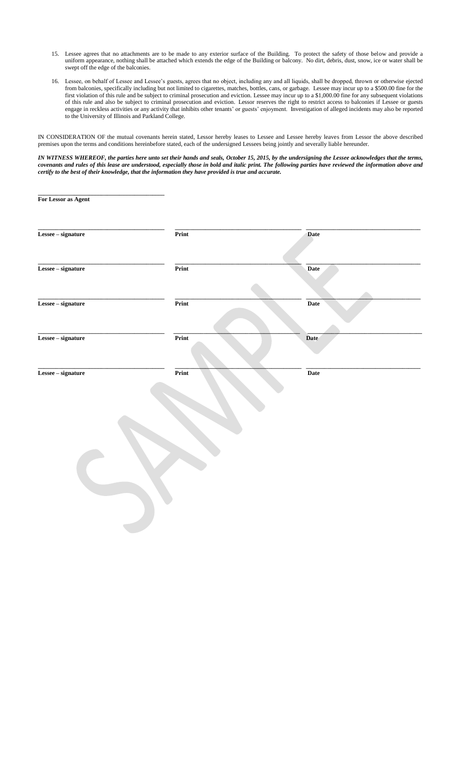15. Lessee agrees that no attachments are to be made to any exterior surface of the Building. To protect the safety of those below and provide a uniform appearance, nothing shall be attached which extends the edge of the Building or balcony. No dirt, debris, dust, snow, ice or water shall be swept off the edge of the balconies.

16. Lessee, on behalf of Lessee and Lessee's guests, agrees that no object, including any and all liquids, shall be dropped, thrown or otherwise ejected from balconies, specifically including but not limited to cigarettes, matches, bottles, cans, or garbage. Lessee may incur up to a $500.00 fine for the first violation of this rule and be subject to criminal prosecution and eviction. Lessee may incur up to a $1,000.00 fine for any subsequent violations of this rule and also be subject to criminal prosecution and eviction. Lessor reserves the right to restrict access to balconies if Lessee or guests engage in reckless activities or any activity that inhibits other tenants' or guests' enjoyment. Investigation of alleged incidents may also be reported to the University of Illinois and Parkland College.

IN CONSIDERATION OF the mutual covenants herein stated, Lessor hereby leases to Lessee and Lessee hereby leaves from Lessor the above described premises upon the terms and conditions hereinbefore stated, each of the undersigned Lessees being jointly and severally liable hereunder.

***IN WITNESS WHEREOF, the parties here unto set their hands and seals, October 15, 2015, by the undersigning the Lessee acknowledges that the terms, covenants and rules of this lease are understood, especially those in bold and italic print. The following parties have reviewed the information above and certify to the best of their knowledge, that the information they have provided is true and accurate.***

\_\_\_\_\_\_\_\_\_\_\_\_\_\_\_\_\_\_\_\_\_\_\_\_\_\_\_\_\_\_\_\_\_\_\_\_\_\_\_\_
**For Lessor as Agent**

| | | |
|---|---|---|
| **Lessee – signature** | **Print** | **Date** |
| **Lessee – signature** | **Print** | **Date** |
| **Lessee – signature** | **Print** | **Date** |
| **Lessee – signature** | **Print** | **Date** |
| **Lessee – signature** | **Print** | **Date** |